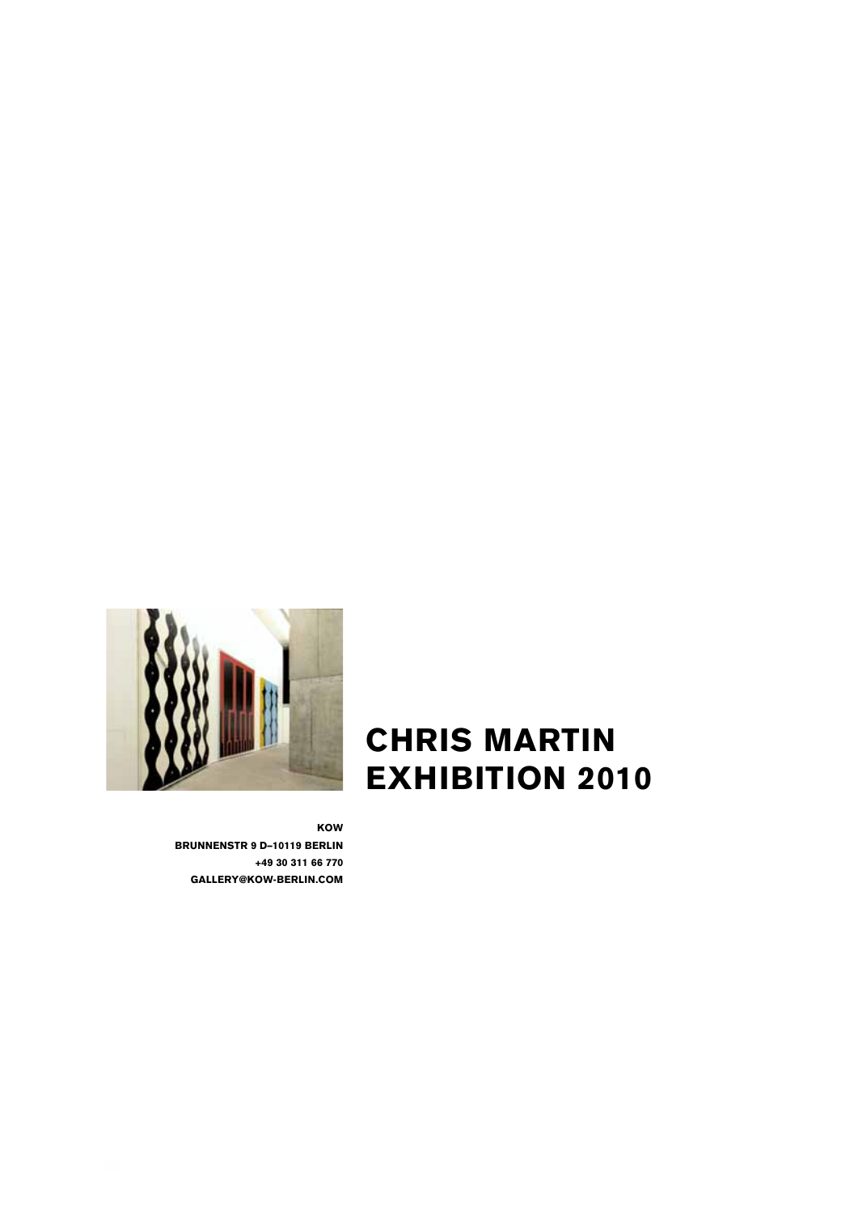# CHRIS MARTIN
# EXHIBITION 2010

**KOW**
**BRUNNENSTR 9 D–10119 BERLIN**
**+49 30 311 66 770**
**GALLERY@KOW-BERLIN.COM**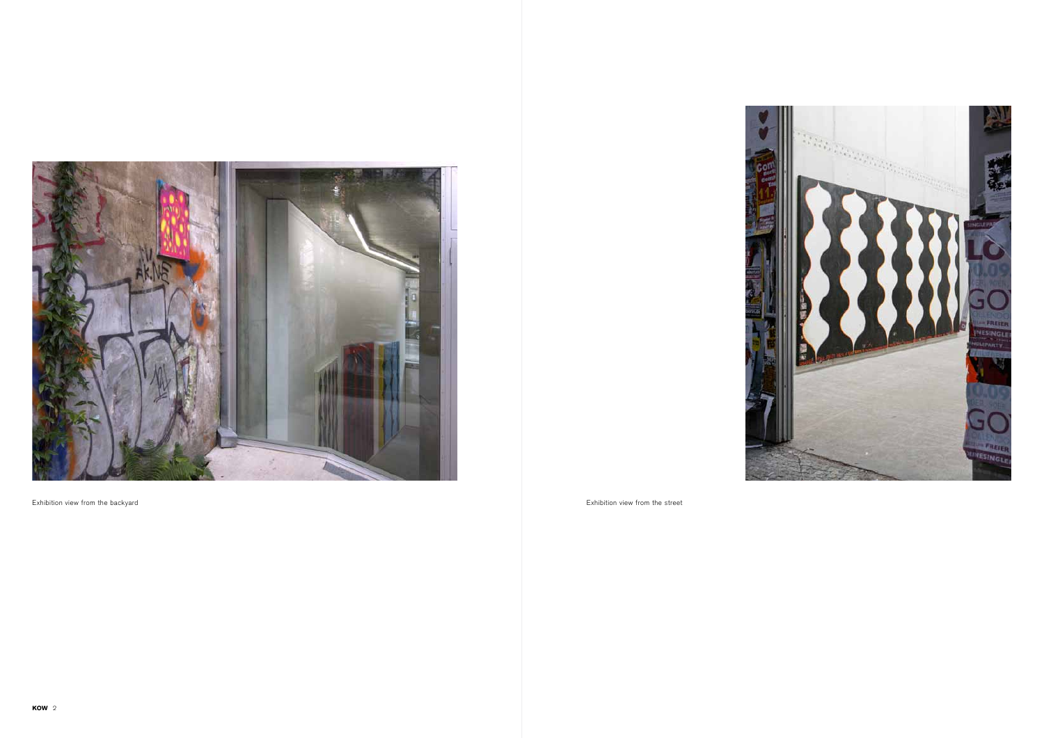Exhibition view from the backyard

Exhibition view from the street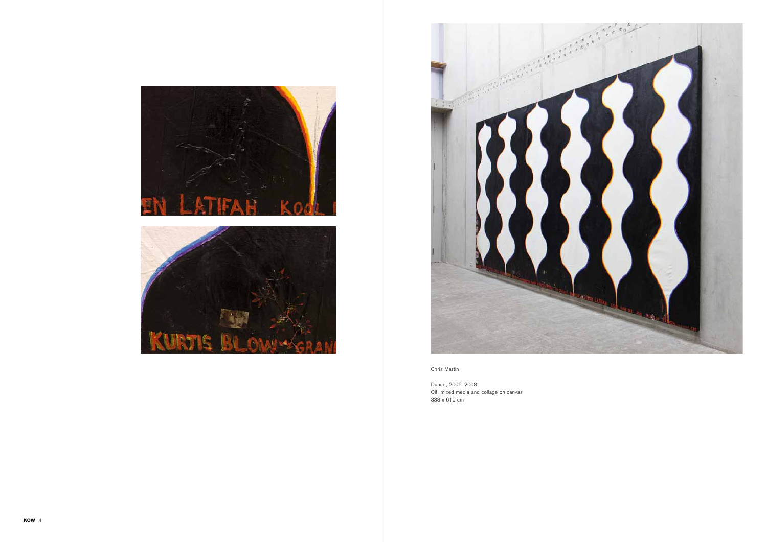Chris Martin

Dance, 2006–2008
Oil, mixed media and collage on canvas
338 x 610 cm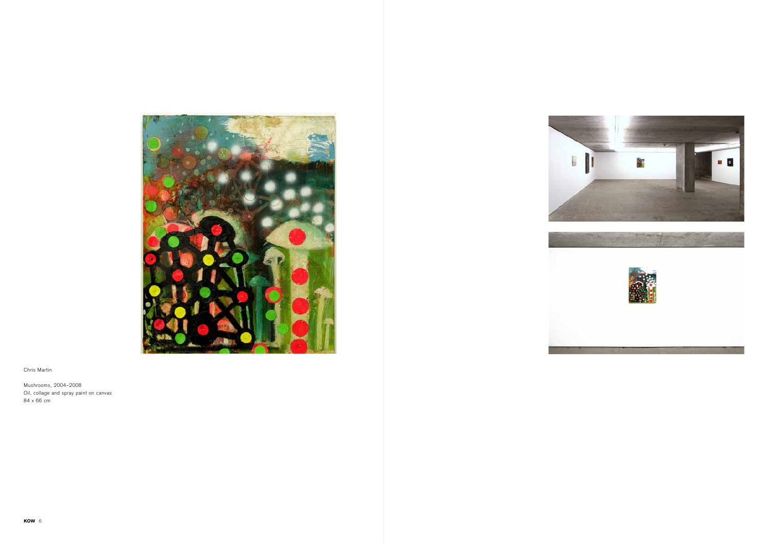Chris Martin

Mushrooms, 2004–2008
Oil, collage and spray paint on canvas
84 x 66 cm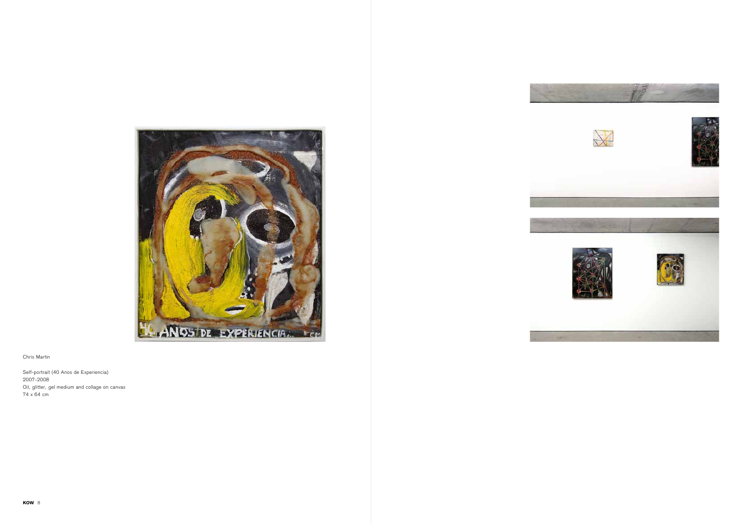Chris Martin

Self-portrait (40 Anos de Experiencia)
2007-2008
Oil, glitter, gel medium and collage on canvas
74 x 64 cm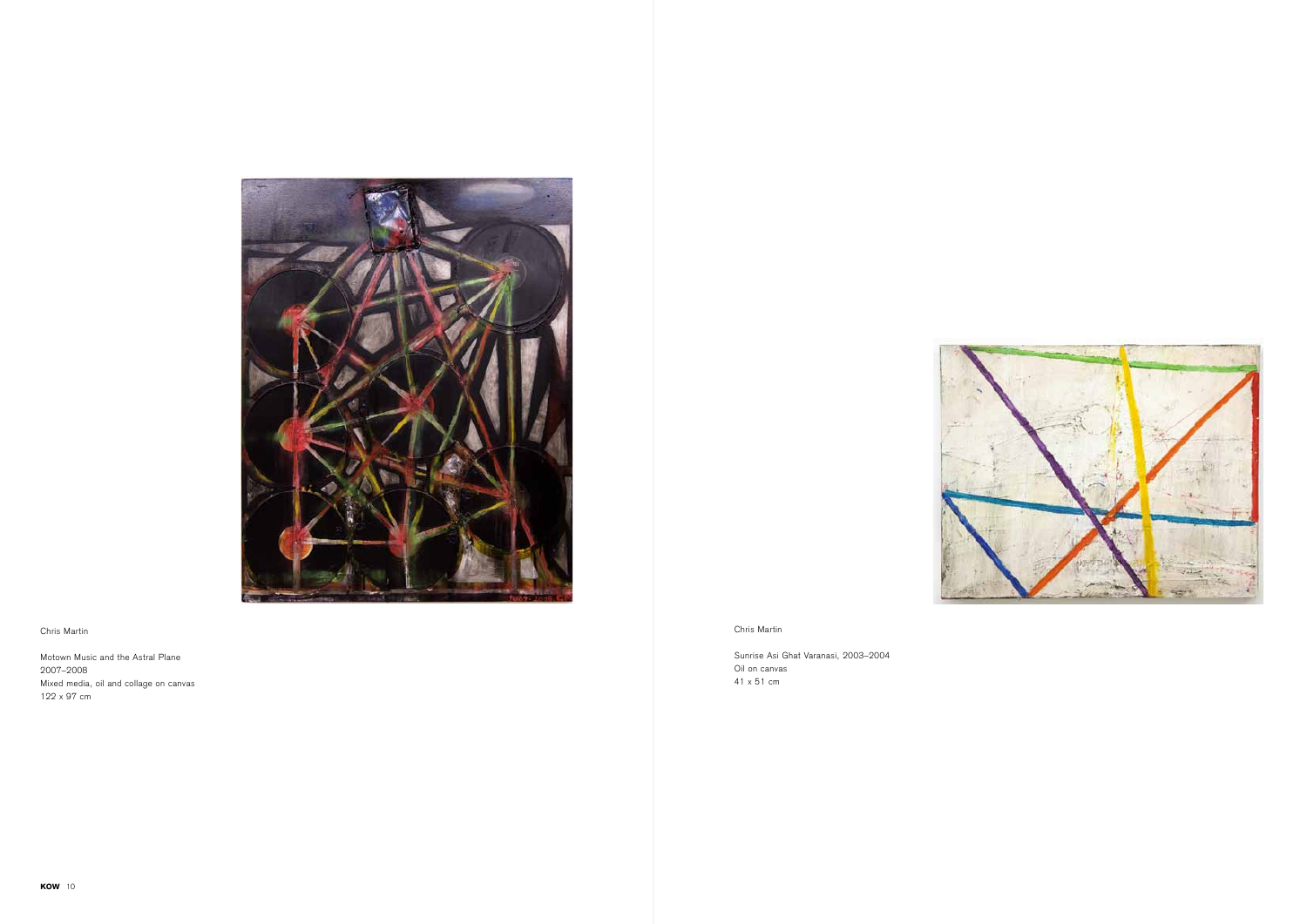Chris Martin

Motown Music and the Astral Plane
2007–2008
Mixed media, oil and collage on canvas
122 x 97 cm

Chris Martin

Sunrise Asi Ghat Varanasi, 2003–2004
Oil on canvas
41 x 51 cm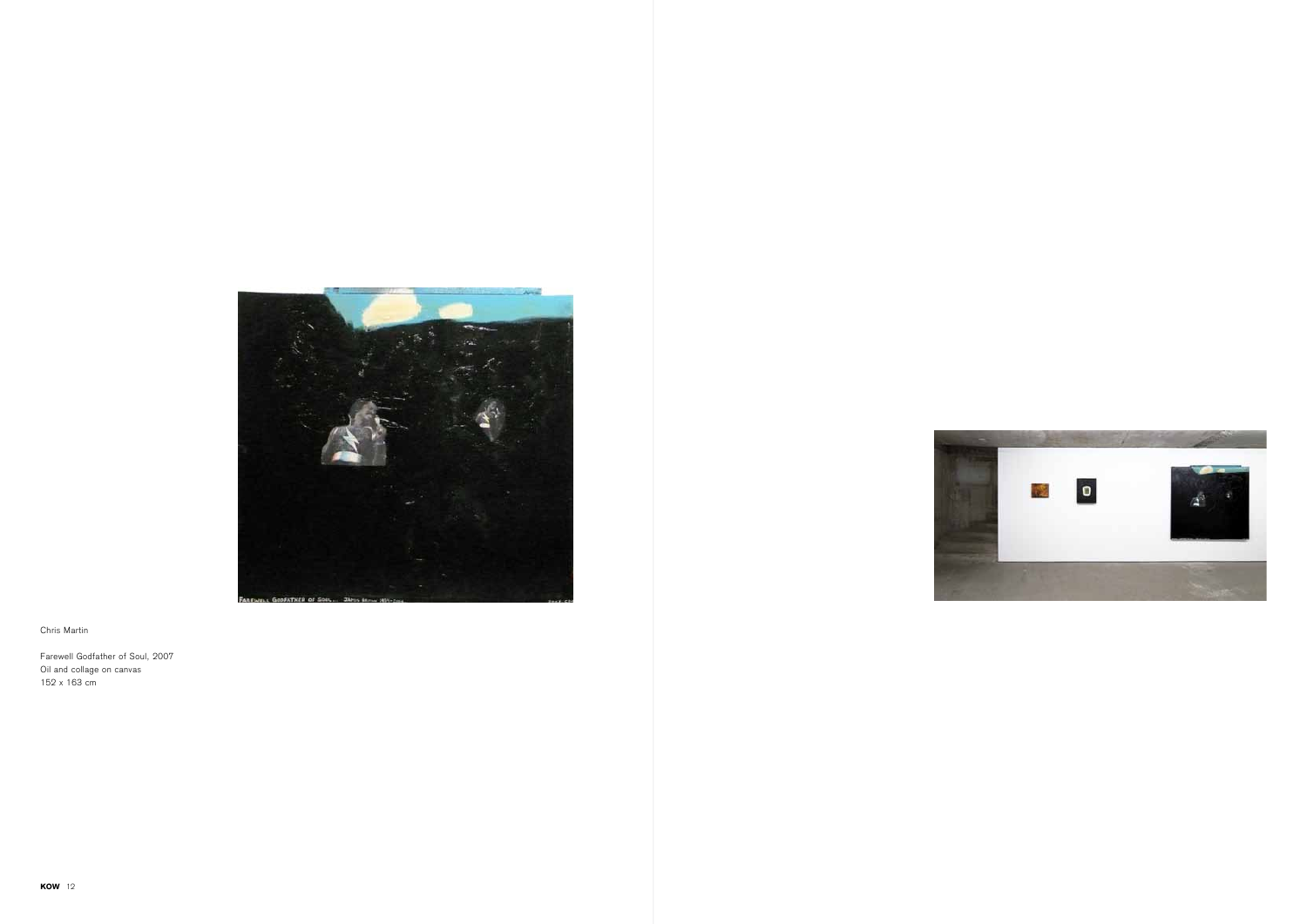Chris Martin

Farewell Godfather of Soul, 2007
Oil and collage on canvas
152 x 163 cm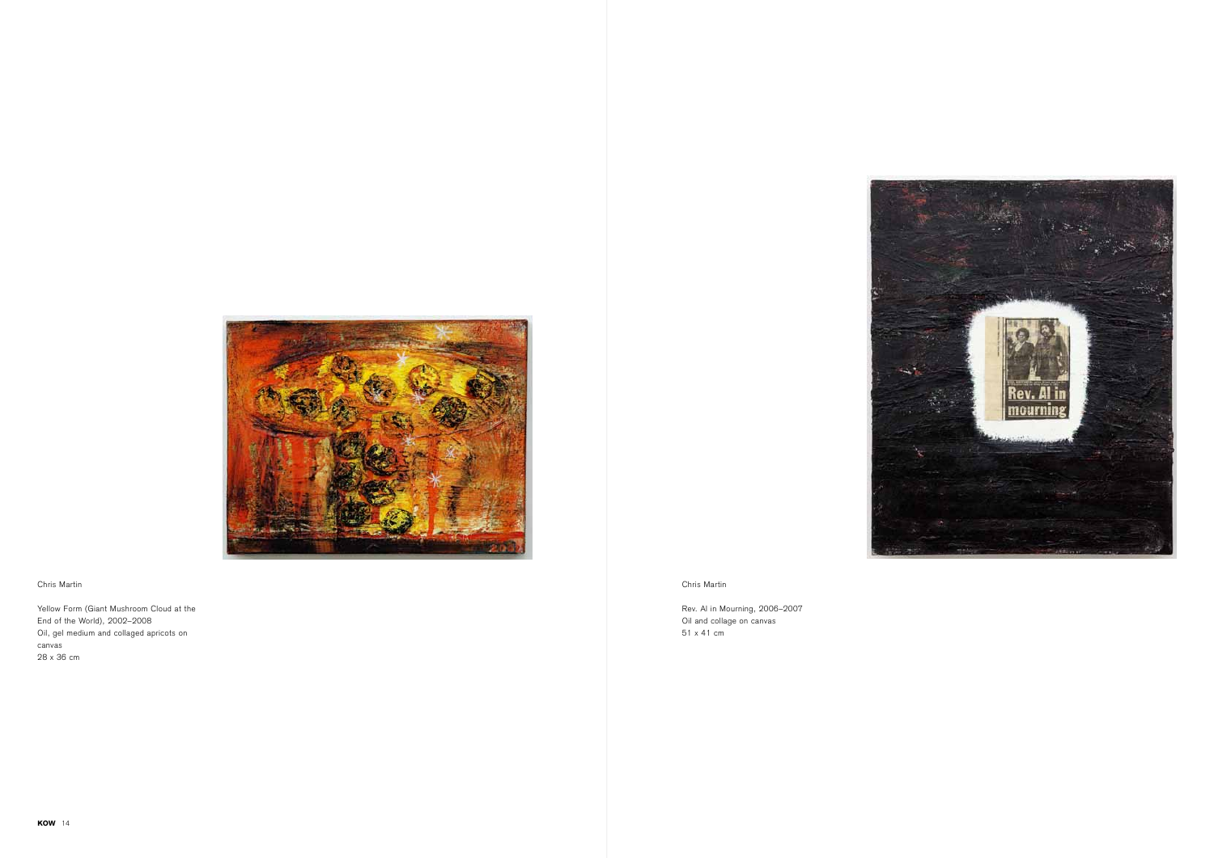Chris Martin

Yellow Form (Giant Mushroom Cloud at the End of the World), 2002–2008
Oil, gel medium and collaged apricots on canvas
28 x 36 cm

Chris Martin

Rev. Al in Mourning, 2006–2007
Oil and collage on canvas
51 x 41 cm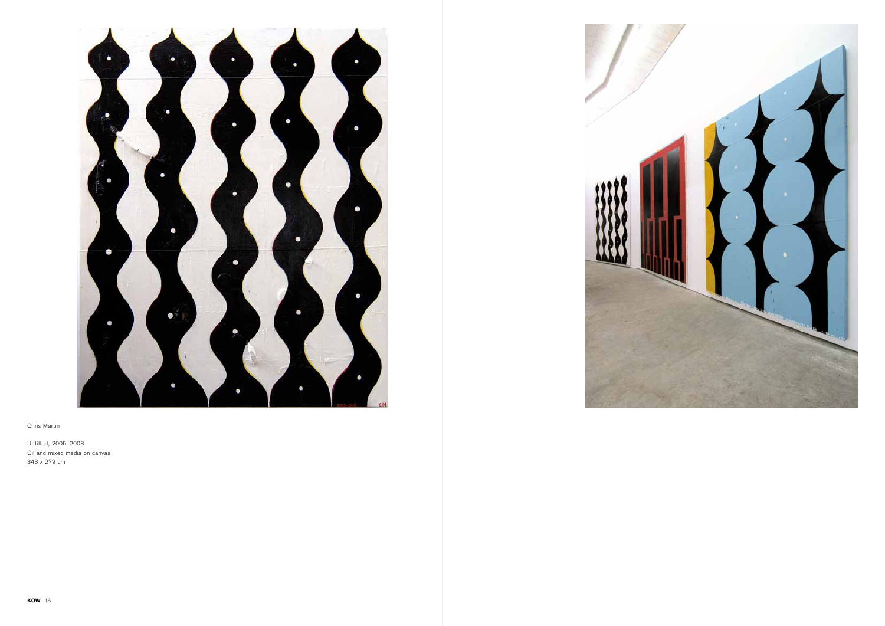Chris Martin

Untitled, 2005–2008
Oil and mixed media on canvas
343 x 279 cm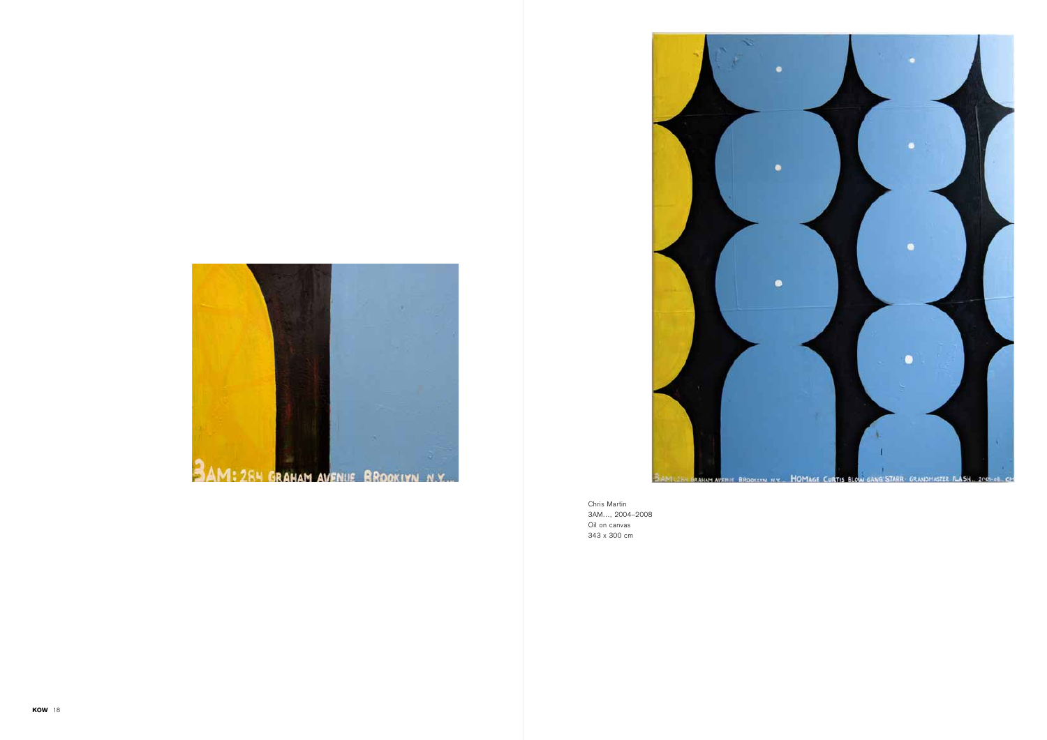Chris Martin
3AM..., 2004–2008
Oil on canvas
343 x 300 cm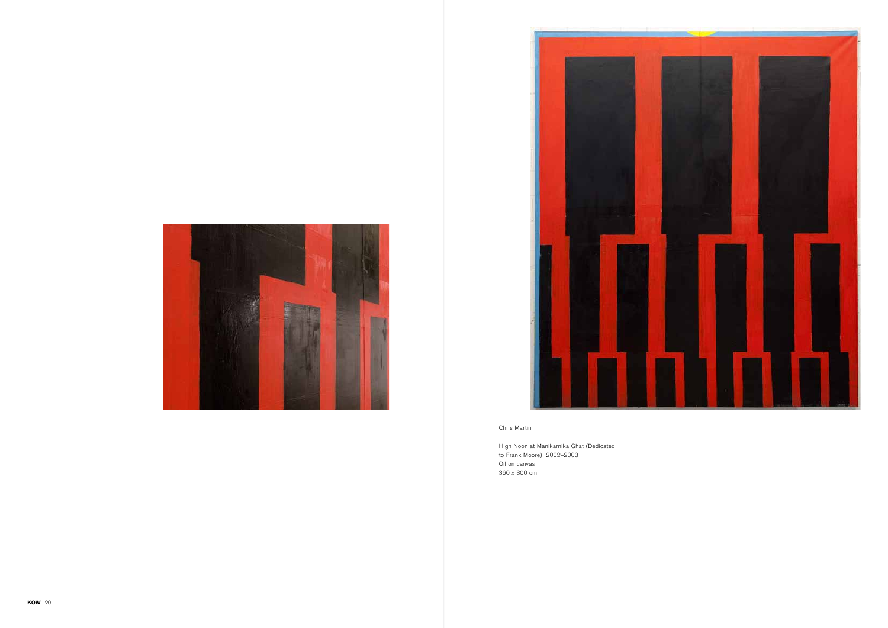Chris Martin

High Noon at Manikarnika Ghat (Dedicated to Frank Moore), 2002–2003
Oil on canvas
360 x 300 cm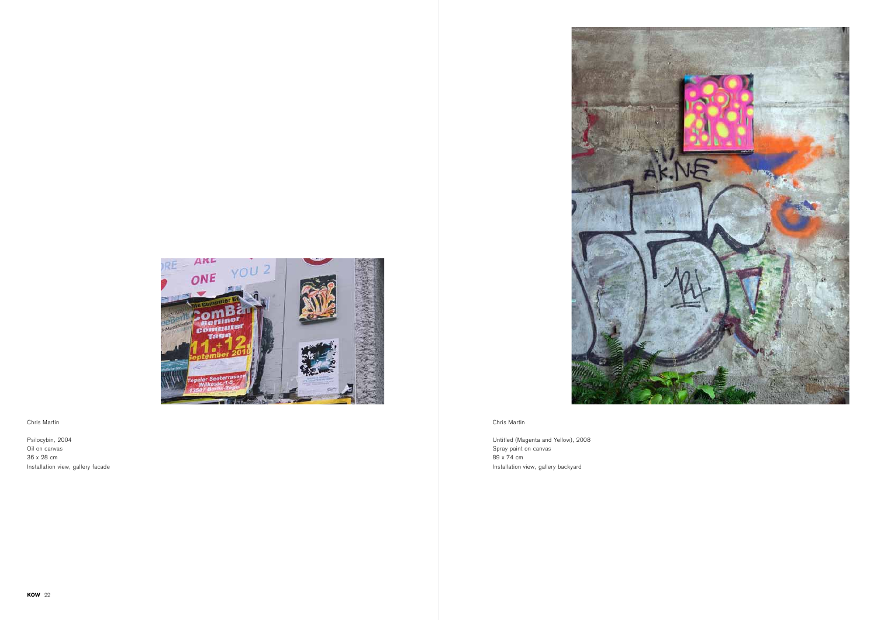Chris Martin

Psilocybin, 2004
Oil on canvas
36 x 28 cm
Installation view, gallery facade

Chris Martin

Untitled (Magenta and Yellow), 2008
Spray paint on canvas
89 x 74 cm
Installation view, gallery backyard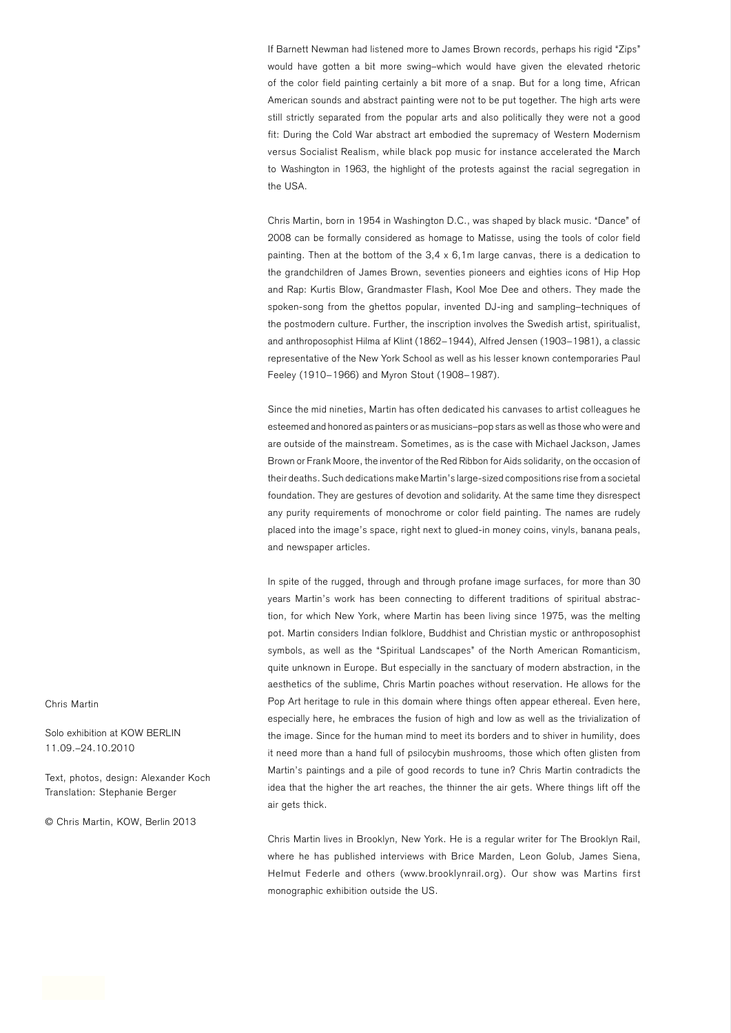If Barnett Newman had listened more to James Brown records, perhaps his rigid "Zips" would have gotten a bit more swing–which would have given the elevated rhetoric of the color field painting certainly a bit more of a snap. But for a long time, African American sounds and abstract painting were not to be put together. The high arts were still strictly separated from the popular arts and also politically they were not a good fit: During the Cold War abstract art embodied the supremacy of Western Modernism versus Socialist Realism, while black pop music for instance accelerated the March to Washington in 1963, the highlight of the protests against the racial segregation in the USA.

Chris Martin, born in 1954 in Washington D.C., was shaped by black music. "Dance" of 2008 can be formally considered as homage to Matisse, using the tools of color field painting. Then at the bottom of the 3,4 x 6,1m large canvas, there is a dedication to the grandchildren of James Brown, seventies pioneers and eighties icons of Hip Hop and Rap: Kurtis Blow, Grandmaster Flash, Kool Moe Dee and others. They made the spoken-song from the ghettos popular, invented DJ-ing and sampling–techniques of the postmodern culture. Further, the inscription involves the Swedish artist, spiritualist, and anthroposophist Hilma af Klint (1862–1944), Alfred Jensen (1903–1981), a classic representative of the New York School as well as his lesser known contemporaries Paul Feeley (1910–1966) and Myron Stout (1908–1987).

Since the mid nineties, Martin has often dedicated his canvases to artist colleagues he esteemed and honored as painters or as musicians–pop stars as well as those who were and are outside of the mainstream. Sometimes, as is the case with Michael Jackson, James Brown or Frank Moore, the inventor of the Red Ribbon for Aids solidarity, on the occasion of their deaths. Such dedications make Martin's large-sized compositions rise from a societal foundation. They are gestures of devotion and solidarity. At the same time they disrespect any purity requirements of monochrome or color field painting. The names are rudely placed into the image's space, right next to glued-in money coins, vinyls, banana peals, and newspaper articles.

In spite of the rugged, through and through profane image surfaces, for more than 30 years Martin's work has been connecting to different traditions of spiritual abstraction, for which New York, where Martin has been living since 1975, was the melting pot. Martin considers Indian folklore, Buddhist and Christian mystic or anthroposophist symbols, as well as the "Spiritual Landscapes" of the North American Romanticism, quite unknown in Europe. But especially in the sanctuary of modern abstraction, in the aesthetics of the sublime, Chris Martin poaches without reservation. He allows for the Pop Art heritage to rule in this domain where things often appear ethereal. Even here, especially here, he embraces the fusion of high and low as well as the trivialization of the image. Since for the human mind to meet its borders and to shiver in humility, does it need more than a hand full of psilocybin mushrooms, those which often glisten from Martin's paintings and a pile of good records to tune in? Chris Martin contradicts the idea that the higher the art reaches, the thinner the air gets. Where things lift off the air gets thick.

Chris Martin lives in Brooklyn, New York. He is a regular writer for The Brooklyn Rail, where he has published interviews with Brice Marden, Leon Golub, James Siena, Helmut Federle and others (www.brooklynrail.org). Our show was Martins first monographic exhibition outside the US.

Chris Martin

Solo exhibition at KOW BERLIN
11.09.–24.10.2010

Text, photos, design: Alexander Koch
Translation: Stephanie Berger

© Chris Martin, KOW, Berlin 2013